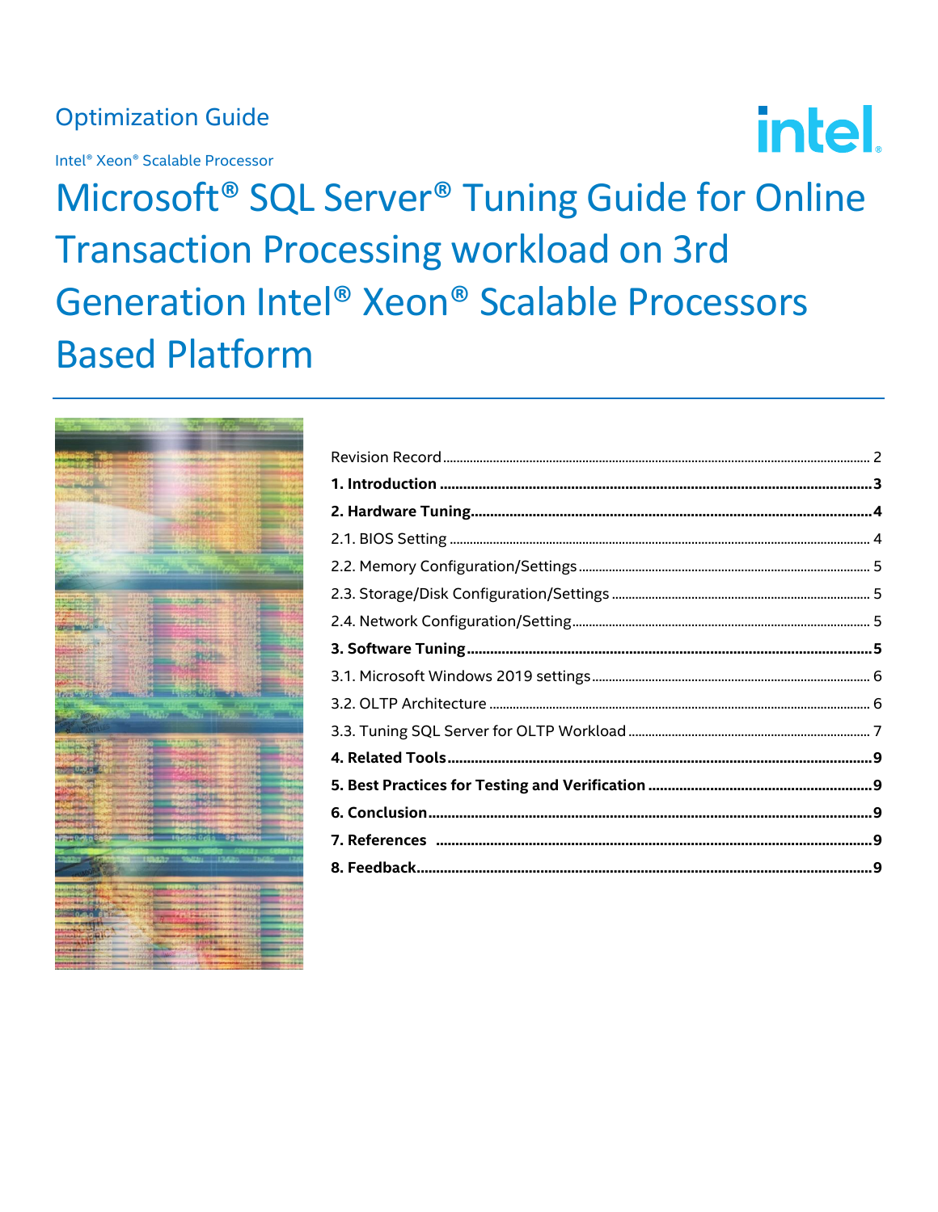Optimization Guide

Intel® Xeon® Scalable Processor

# Microsoft® SQL Server® Tuning Guide for Online Transaction Processing workload on 3rd Generation Intel® Xeon® Scalable Processors Based Platform

Revision Record ..... 2

**1. Introduction ..... 3**

**2. Hardware Tuning ..... 4**

2.1. BIOS Setting ..... 4

2.2. Memory Configuration/Settings ..... 5

2.3. Storage/Disk Configuration/Settings ..... 5

2.4. Network Configuration/Setting ..... 5

**3. Software Tuning ..... 5**

3.1. Microsoft Windows 2019 settings ..... 6

3.2. OLTP Architecture ..... 6

3.3. Tuning SQL Server for OLTP Workload ..... 7

**4. Related Tools ..... 9**

**5. Best Practices for Testing and Verification ..... 9**

**6. Conclusion ..... 9**

**7. References ..... 9**

**8. Feedback ..... 9**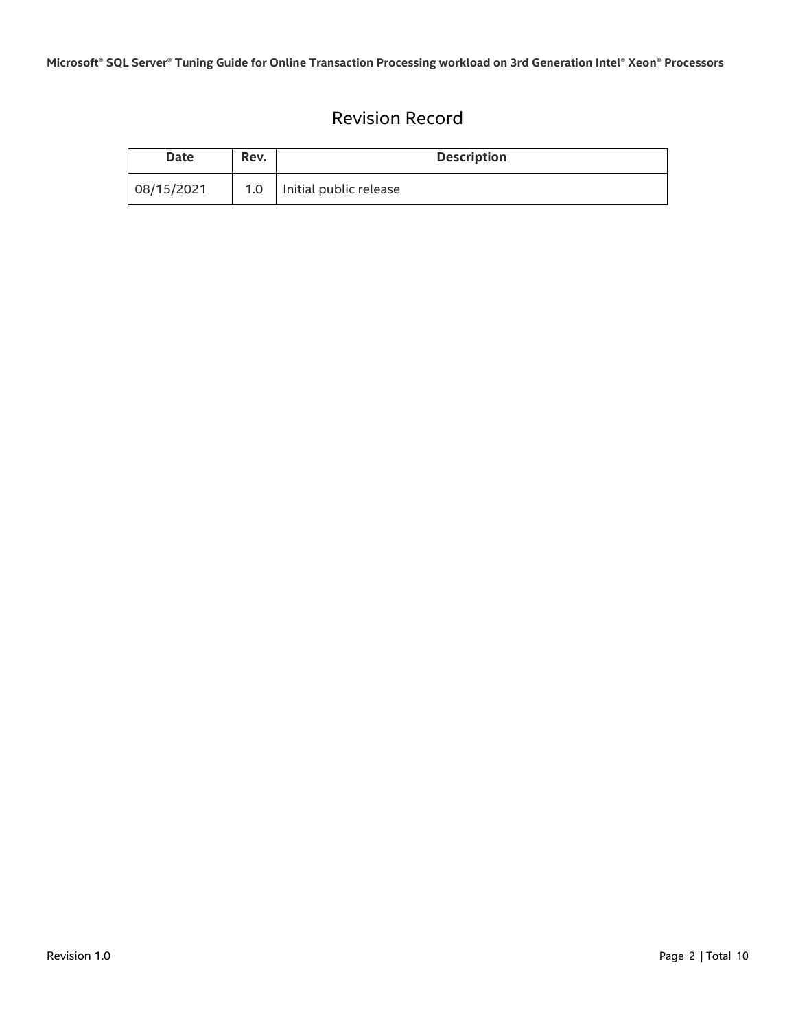## Revision Record

| Date | Rev. | Description |
|---|---|---|
| 08/15/2021 | 1.0 | Initial public release |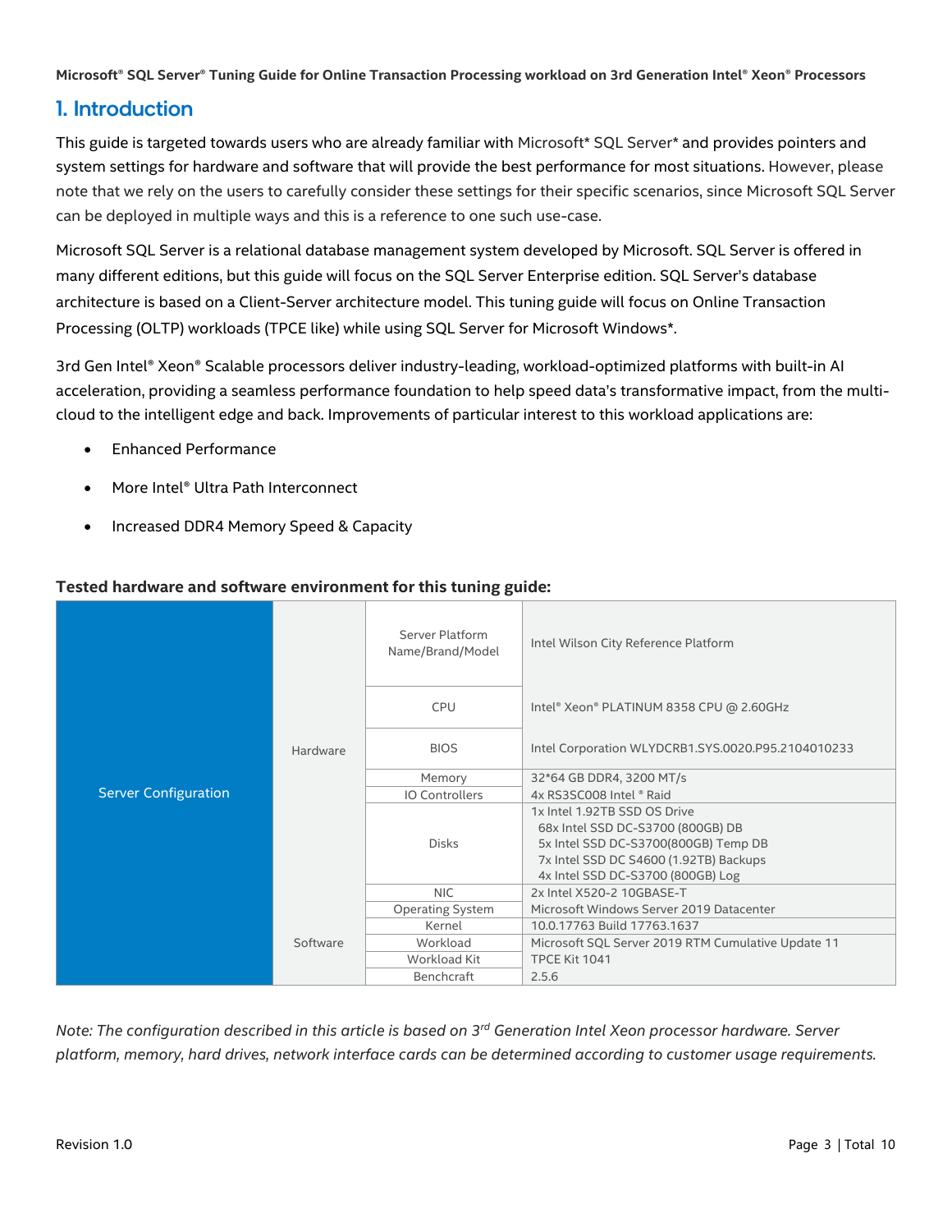## 1. Introduction

This guide is targeted towards users who are already familiar with Microsoft* SQL Server* and provides pointers and system settings for hardware and software that will provide the best performance for most situations. However, please note that we rely on the users to carefully consider these settings for their specific scenarios, since Microsoft SQL Server can be deployed in multiple ways and this is a reference to one such use-case.

Microsoft SQL Server is a relational database management system developed by Microsoft. SQL Server is offered in many different editions, but this guide will focus on the SQL Server Enterprise edition. SQL Server's database architecture is based on a Client-Server architecture model. This tuning guide will focus on Online Transaction Processing (OLTP) workloads (TPCE like) while using SQL Server for Microsoft Windows*.

3rd Gen Intel® Xeon® Scalable processors deliver industry-leading, workload-optimized platforms with built-in AI acceleration, providing a seamless performance foundation to help speed data's transformative impact, from the multi-cloud to the intelligent edge and back. Improvements of particular interest to this workload applications are:

- Enhanced Performance
- More Intel® Ultra Path Interconnect
- Increased DDR4 Memory Speed & Capacity

**Tested hardware and software environment for this tuning guide:**

| | | | |
|---|---|---|---|
| Server Configuration | Hardware | Server Platform Name/Brand/Model | Intel Wilson City Reference Platform |
| | | CPU | Intel® Xeon® PLATINUM 8358 CPU @ 2.60GHz |
| | | BIOS | Intel Corporation WLYDCRB1.SYS.0020.P95.2104010233 |
| | | Memory | 32*64 GB DDR4, 3200 MT/s |
| | | IO Controllers | 4x RS3SC008 Intel ® Raid |
| | | Disks | 1x Intel 1.92TB SSD OS Drive<br>68x Intel SSD DC-S3700 (800GB) DB<br>5x Intel SSD DC-S3700(800GB) Temp DB<br>7x Intel SSD DC S4600 (1.92TB) Backups<br>4x Intel SSD DC-S3700 (800GB) Log |
| | | NIC | 2x Intel X520-2 10GBASE-T |
| | Software | Operating System | Microsoft Windows Server 2019 Datacenter |
| | | Kernel | 10.0.17763 Build 17763.1637 |
| | | Workload | Microsoft SQL Server 2019 RTM Cumulative Update 11 |
| | | Workload Kit | TPCE Kit 1041 |
| | | Benchcraft | 2.5.6 |

*Note: The configuration described in this article is based on 3rd Generation Intel Xeon processor hardware. Server platform, memory, hard drives, network interface cards can be determined according to customer usage requirements.*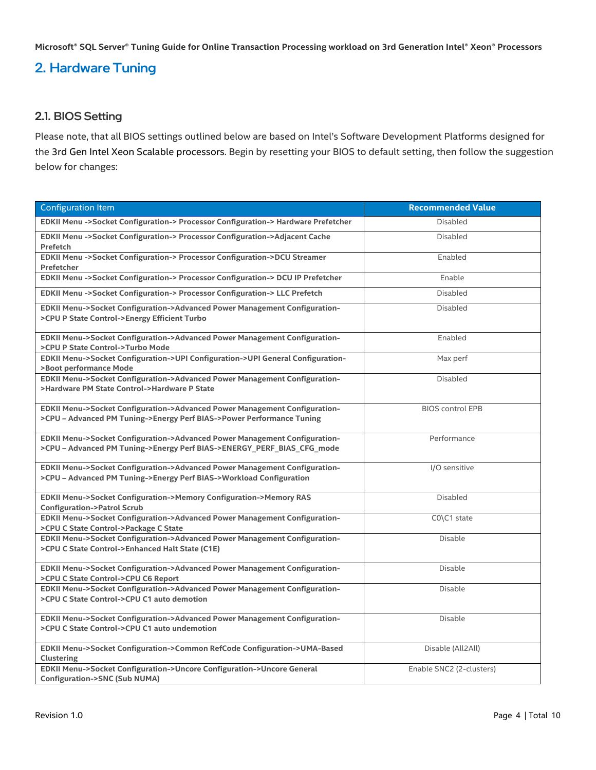## 2. Hardware Tuning

### 2.1. BIOS Setting

Please note, that all BIOS settings outlined below are based on Intel's Software Development Platforms designed for the 3rd Gen Intel Xeon Scalable processors. Begin by resetting your BIOS to default setting, then follow the suggestion below for changes:

| Configuration Item | Recommended Value |
|---|---|
| **EDKII Menu ->Socket Configuration-> Processor Configuration-> Hardware Prefetcher** | Disabled |
| **EDKII Menu ->Socket Configuration-> Processor Configuration->Adjacent Cache Prefetch** | Disabled |
| **EDKII Menu ->Socket Configuration-> Processor Configuration->DCU Streamer Prefetcher** | Enabled |
| **EDKII Menu ->Socket Configuration-> Processor Configuration-> DCU IP Prefetcher** | Enable |
| **EDKII Menu ->Socket Configuration-> Processor Configuration-> LLC Prefetch** | Disabled |
| **EDKII Menu->Socket Configuration->Advanced Power Management Configuration->CPU P State Control->Energy Efficient Turbo** | Disabled |
| **EDKII Menu->Socket Configuration->Advanced Power Management Configuration->CPU P State Control->Turbo Mode** | Enabled |
| **EDKII Menu->Socket Configuration->UPI Configuration->UPI General Configuration->Boot performance Mode** | Max perf |
| **EDKII Menu->Socket Configuration->Advanced Power Management Configuration->Hardware PM State Control->Hardware P State** | Disabled |
| **EDKII Menu->Socket Configuration->Advanced Power Management Configuration->CPU – Advanced PM Tuning->Energy Perf BIAS->Power Performance Tuning** | BIOS control EPB |
| **EDKII Menu->Socket Configuration->Advanced Power Management Configuration->CPU – Advanced PM Tuning->Energy Perf BIAS->ENERGY_PERF_BIAS_CFG_mode** | Performance |
| **EDKII Menu->Socket Configuration->Advanced Power Management Configuration->CPU – Advanced PM Tuning->Energy Perf BIAS->Workload Configuration** | I/O sensitive |
| **EDKII Menu->Socket Configuration->Memory Configuration->Memory RAS Configuration->Patrol Scrub** | Disabled |
| **EDKII Menu->Socket Configuration->Advanced Power Management Configuration->CPU C State Control->Package C State** | C0\C1 state |
| **EDKII Menu->Socket Configuration->Advanced Power Management Configuration->CPU C State Control->Enhanced Halt State (C1E)** | Disable |
| **EDKII Menu->Socket Configuration->Advanced Power Management Configuration->CPU C State Control->CPU C6 Report** | Disable |
| **EDKII Menu->Socket Configuration->Advanced Power Management Configuration->CPU C State Control->CPU C1 auto demotion** | Disable |
| **EDKII Menu->Socket Configuration->Advanced Power Management Configuration->CPU C State Control->CPU C1 auto undemotion** | Disable |
| **EDKII Menu->Socket Configuration->Common RefCode Configuration->UMA-Based Clustering** | Disable (All2All) |
| **EDKII Menu->Socket Configuration->Uncore Configuration->Uncore General Configuration->SNC (Sub NUMA)** | Enable SNC2 (2-clusters) |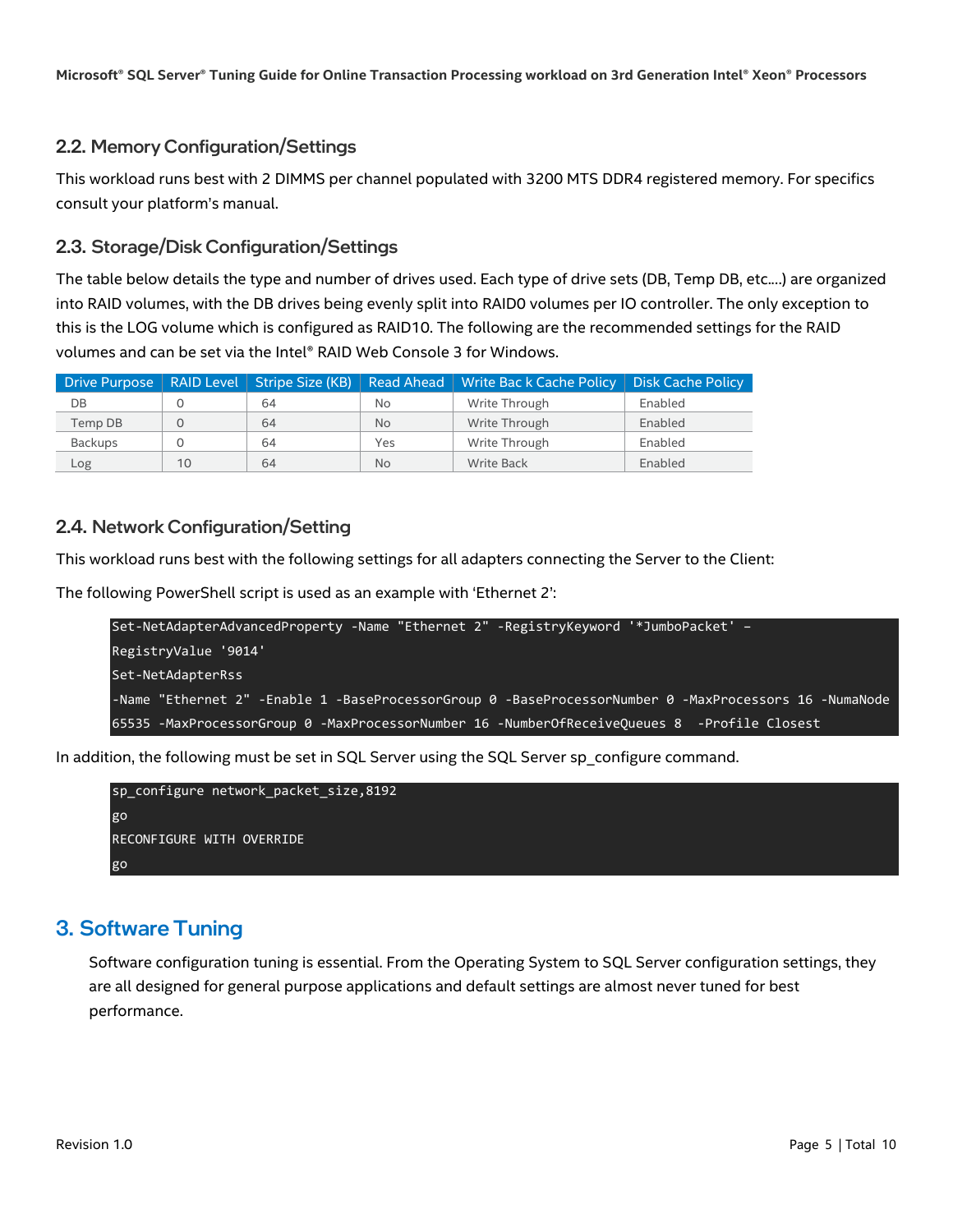## 2.2. Memory Configuration/Settings

This workload runs best with 2 DIMMS per channel populated with 3200 MTS DDR4 registered memory. For specifics consult your platform's manual.

## 2.3. Storage/Disk Configuration/Settings

The table below details the type and number of drives used. Each type of drive sets (DB, Temp DB, etc.…) are organized into RAID volumes, with the DB drives being evenly split into RAID0 volumes per IO controller. The only exception to this is the LOG volume which is configured as RAID10. The following are the recommended settings for the RAID volumes and can be set via the Intel® RAID Web Console 3 for Windows.

| Drive Purpose | RAID Level | Stripe Size (KB) | Read Ahead | Write Bac k Cache Policy | Disk Cache Policy |
|---|---|---|---|---|---|
| DB | 0 | 64 | No | Write Through | Enabled |
| Temp DB | 0 | 64 | No | Write Through | Enabled |
| Backups | 0 | 64 | Yes | Write Through | Enabled |
| Log | 10 | 64 | No | Write Back | Enabled |

## 2.4. Network Configuration/Setting

This workload runs best with the following settings for all adapters connecting the Server to the Client:

The following PowerShell script is used as an example with 'Ethernet 2':

```
Set-NetAdapterAdvancedProperty -Name "Ethernet 2" -RegistryKeyword '*JumboPacket' –
RegistryValue '9014'
Set-NetAdapterRss
-Name "Ethernet 2" -Enable 1 -BaseProcessorGroup 0 -BaseProcessorNumber 0 -MaxProcessors 16 -NumaNode
65535 -MaxProcessorGroup 0 -MaxProcessorNumber 16 -NumberOfReceiveQueues 8  -Profile Closest
```

In addition, the following must be set in SQL Server using the SQL Server sp_configure command.

```
sp_configure network_packet_size,8192
go
RECONFIGURE WITH OVERRIDE
go
```

# 3. Software Tuning

Software configuration tuning is essential. From the Operating System to SQL Server configuration settings, they are all designed for general purpose applications and default settings are almost never tuned for best performance.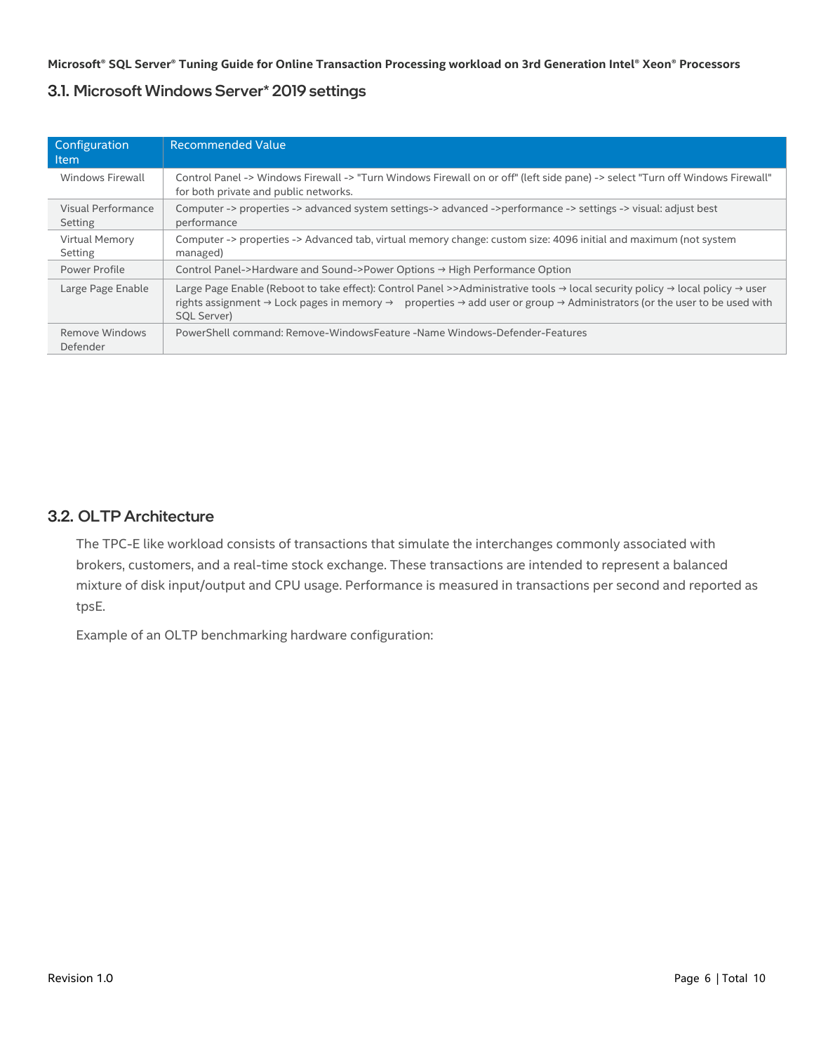### 3.1. Microsoft Windows Server* 2019 settings

| Configuration Item | Recommended Value |
| --- | --- |
| Windows Firewall | Control Panel -> Windows Firewall -> "Turn Windows Firewall on or off" (left side pane) -> select "Turn off Windows Firewall" for both private and public networks. |
| Visual Performance Setting | Computer -> properties -> advanced system settings-> advanced ->performance -> settings -> visual: adjust best performance |
| Virtual Memory Setting | Computer -> properties -> Advanced tab, virtual memory change: custom size: 4096 initial and maximum (not system managed) |
| Power Profile | Control Panel->Hardware and Sound->Power Options → High Performance Option |
| Large Page Enable | Large Page Enable (Reboot to take effect): Control Panel >>Administrative tools → local security policy → local policy → user rights assignment → Lock pages in memory → properties → add user or group → Administrators (or the user to be used with SQL Server) |
| Remove Windows Defender | PowerShell command: Remove-WindowsFeature -Name Windows-Defender-Features |

### 3.2. OLTP Architecture

The TPC-E like workload consists of transactions that simulate the interchanges commonly associated with brokers, customers, and a real-time stock exchange. These transactions are intended to represent a balanced mixture of disk input/output and CPU usage. Performance is measured in transactions per second and reported as tpsE.

Example of an OLTP benchmarking hardware configuration: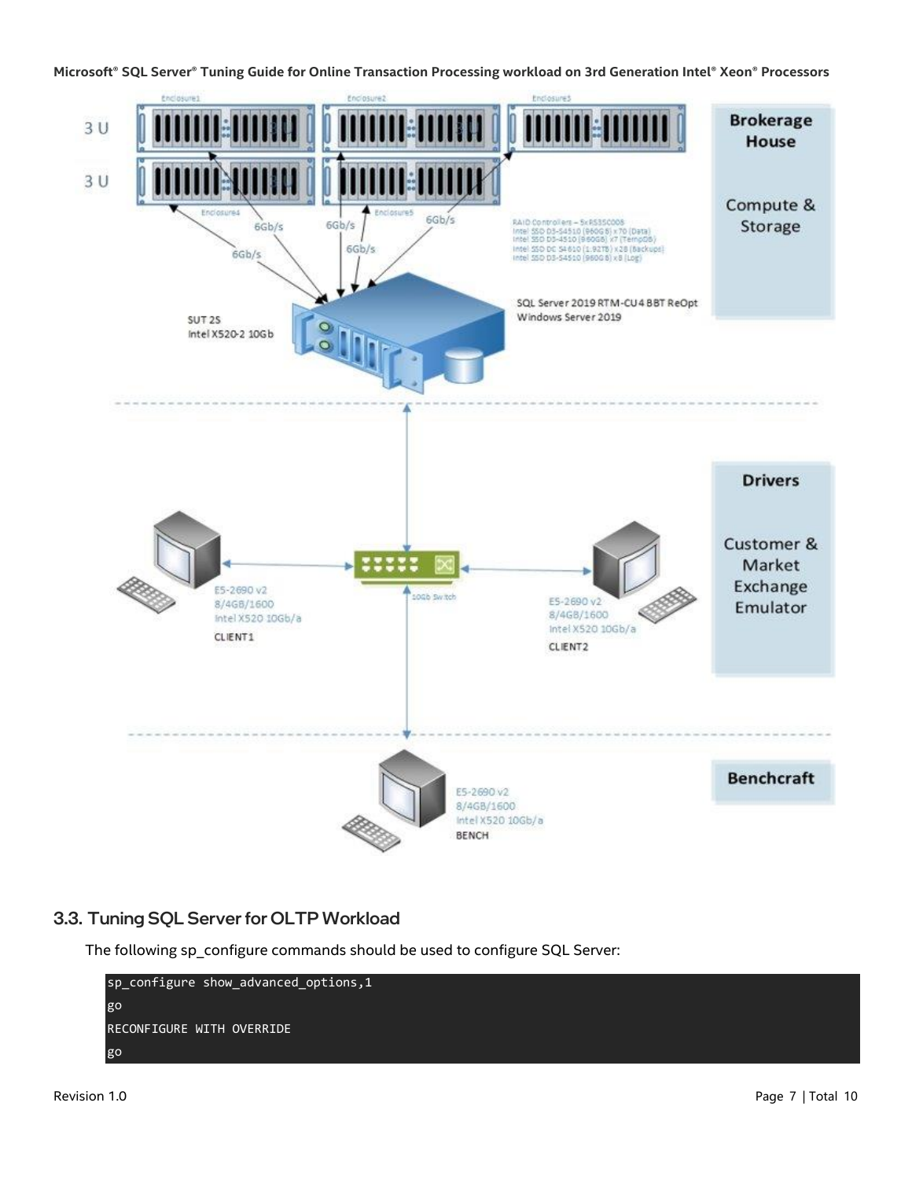## 3.3. Tuning SQL Server for OLTP Workload

The following sp_configure commands should be used to configure SQL Server:

```
sp_configure show_advanced_options,1
go
RECONFIGURE WITH OVERRIDE
go
```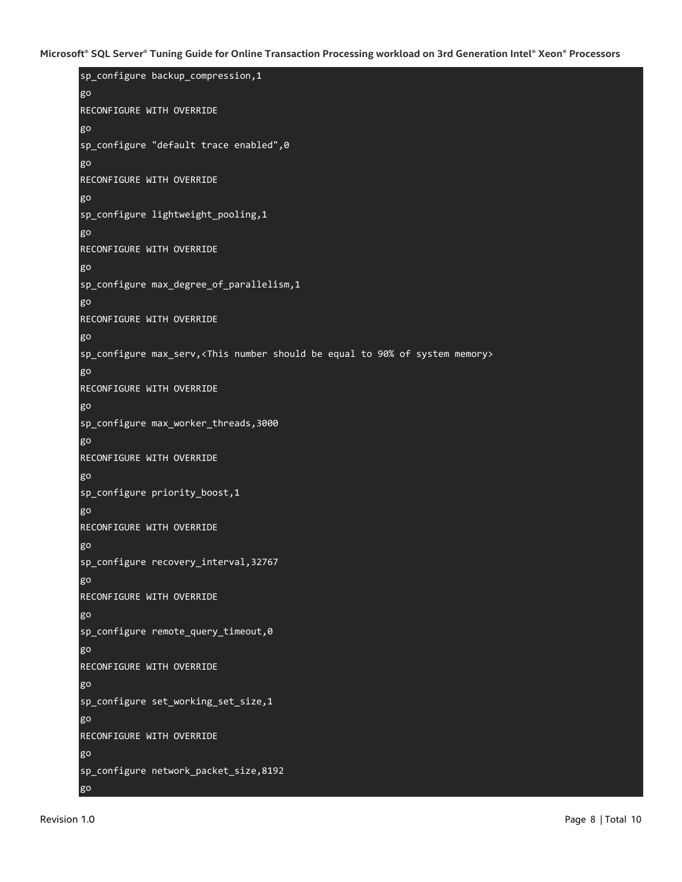```
sp_configure backup_compression,1
go
RECONFIGURE WITH OVERRIDE
go
sp_configure "default trace enabled",0
go
RECONFIGURE WITH OVERRIDE
go
sp_configure lightweight_pooling,1
go
RECONFIGURE WITH OVERRIDE
go
sp_configure max_degree_of_parallelism,1
go
RECONFIGURE WITH OVERRIDE
go
sp_configure max_serv,<This number should be equal to 90% of system memory>
go
RECONFIGURE WITH OVERRIDE
go
sp_configure max_worker_threads,3000
go
RECONFIGURE WITH OVERRIDE
go
sp_configure priority_boost,1
go
RECONFIGURE WITH OVERRIDE
go
sp_configure recovery_interval,32767
go
RECONFIGURE WITH OVERRIDE
go
sp_configure remote_query_timeout,0
go
RECONFIGURE WITH OVERRIDE
go
sp_configure set_working_set_size,1
go
RECONFIGURE WITH OVERRIDE
go
sp_configure network_packet_size,8192
go
```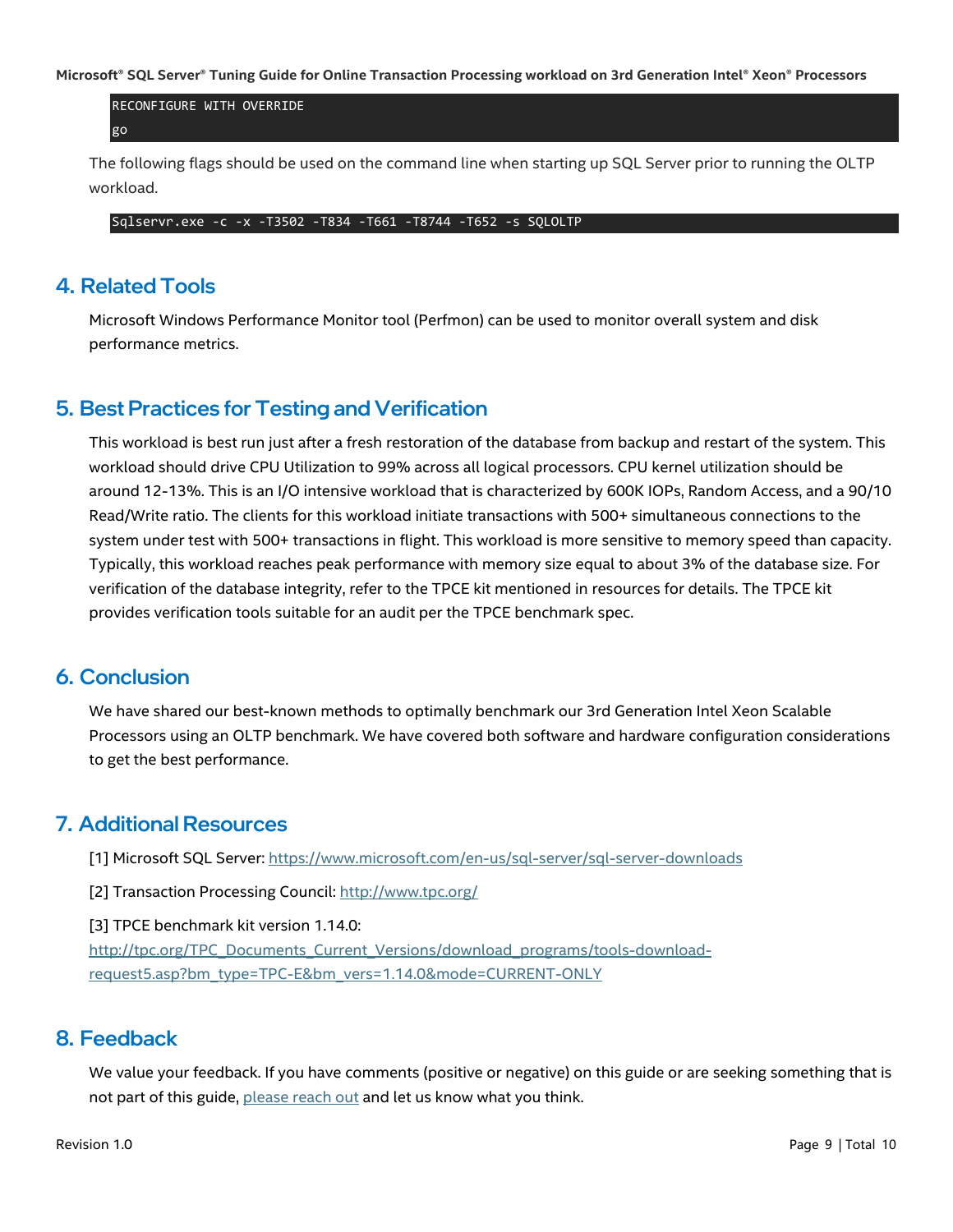```
RECONFIGURE WITH OVERRIDE
go
```

The following flags should be used on the command line when starting up SQL Server prior to running the OLTP workload.

```
Sqlservr.exe -c -x -T3502 -T834 -T661 -T8744 -T652 -s SQLOLTP
```

## 4. Related Tools

Microsoft Windows Performance Monitor tool (Perfmon) can be used to monitor overall system and disk performance metrics.

## 5. Best Practices for Testing and Verification

This workload is best run just after a fresh restoration of the database from backup and restart of the system. This workload should drive CPU Utilization to 99% across all logical processors. CPU kernel utilization should be around 12-13%. This is an I/O intensive workload that is characterized by 600K IOPs, Random Access, and a 90/10 Read/Write ratio. The clients for this workload initiate transactions with 500+ simultaneous connections to the system under test with 500+ transactions in flight. This workload is more sensitive to memory speed than capacity. Typically, this workload reaches peak performance with memory size equal to about 3% of the database size. For verification of the database integrity, refer to the TPCE kit mentioned in resources for details. The TPCE kit provides verification tools suitable for an audit per the TPCE benchmark spec.

## 6. Conclusion

We have shared our best-known methods to optimally benchmark our 3rd Generation Intel Xeon Scalable Processors using an OLTP benchmark. We have covered both software and hardware configuration considerations to get the best performance.

## 7. Additional Resources

[1] Microsoft SQL Server: https://www.microsoft.com/en-us/sql-server/sql-server-downloads

[2] Transaction Processing Council: http://www.tpc.org/

[3] TPCE benchmark kit version 1.14.0: http://tpc.org/TPC_Documents_Current_Versions/download_programs/tools-download-request5.asp?bm_type=TPC-E&bm_vers=1.14.0&mode=CURRENT-ONLY

## 8. Feedback

We value your feedback. If you have comments (positive or negative) on this guide or are seeking something that is not part of this guide, please reach out and let us know what you think.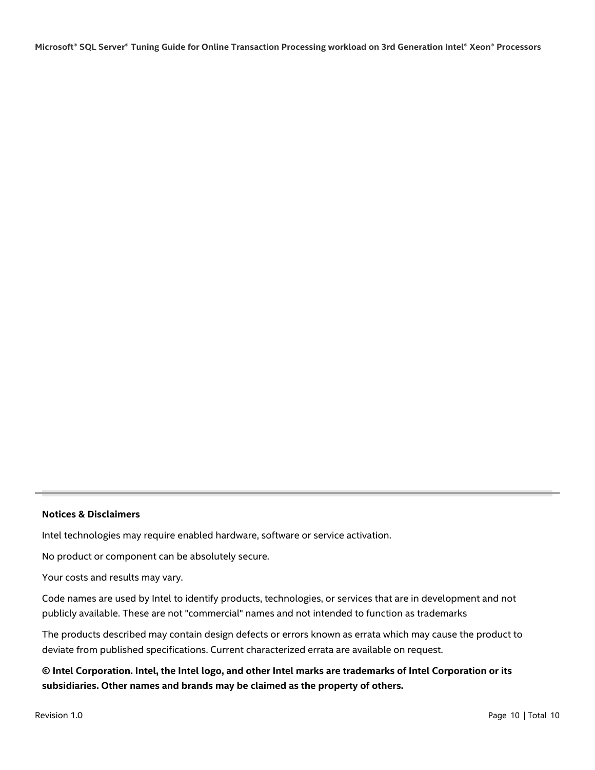**Notices & Disclaimers**

Intel technologies may require enabled hardware, software or service activation.

No product or component can be absolutely secure.

Your costs and results may vary.

Code names are used by Intel to identify products, technologies, or services that are in development and not publicly available. These are not "commercial" names and not intended to function as trademarks

The products described may contain design defects or errors known as errata which may cause the product to deviate from published specifications. Current characterized errata are available on request.

**© Intel Corporation. Intel, the Intel logo, and other Intel marks are trademarks of Intel Corporation or its subsidiaries. Other names and brands may be claimed as the property of others.**